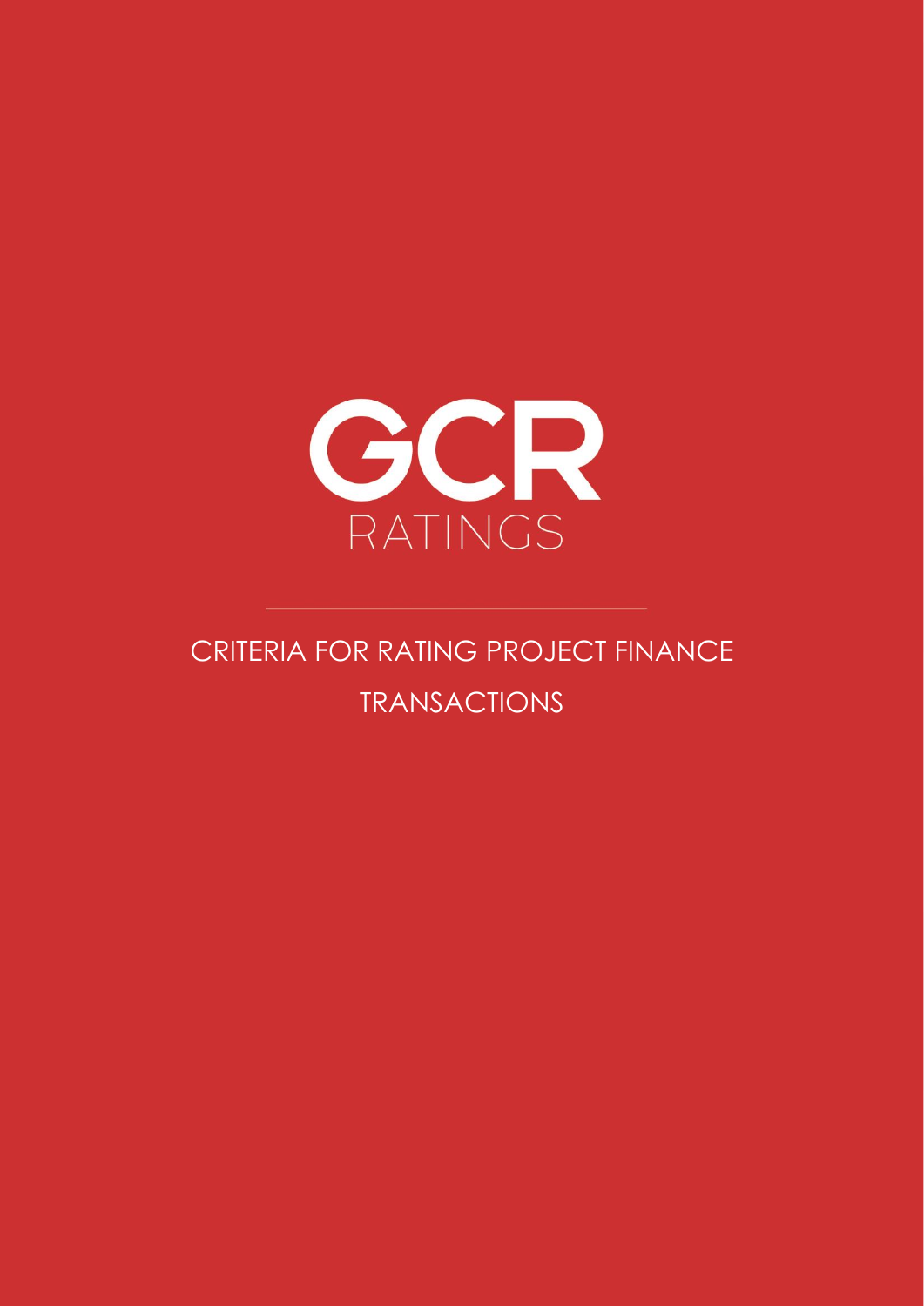GCR

RATINGS

# CRITERIA FOR RATING PROJECT FINANCE TRANSACTIONS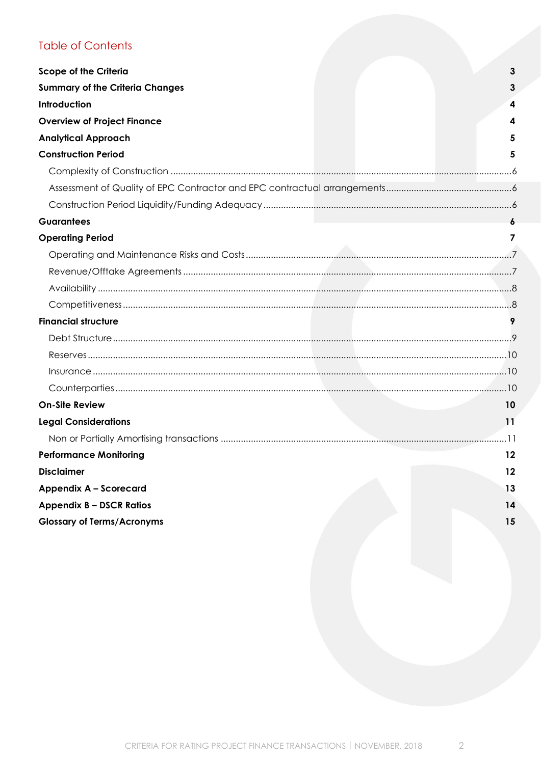# Table of Contents

**Scope of the Criteria** 3

**Summary of the Criteria Changes** 3

**Introduction** 4

**Overview of Project Finance** 4

**Analytical Approach** 5

**Construction Period** 5

- Complexity of Construction ....6
- Assessment of Quality of EPC Contractor and EPC contractual arrangements ....6
- Construction Period Liquidity/Funding Adequacy ....6

**Guarantees** 6

**Operating Period** 7

- Operating and Maintenance Risks and Costs ....7
- Revenue/Offtake Agreements ....7
- Availability ....8
- Competitiveness ....8

**Financial structure** 9

- Debt Structure ....9
- Reserves ....10
- Insurance ....10
- Counterparties ....10

**On-Site Review** 10

**Legal Considerations** 11

- Non or Partially Amortising transactions ....11

**Performance Monitoring** 12

**Disclaimer** 12

**Appendix A – Scorecard** 13

**Appendix B – DSCR Ratios** 14

**Glossary of Terms/Acronyms** 15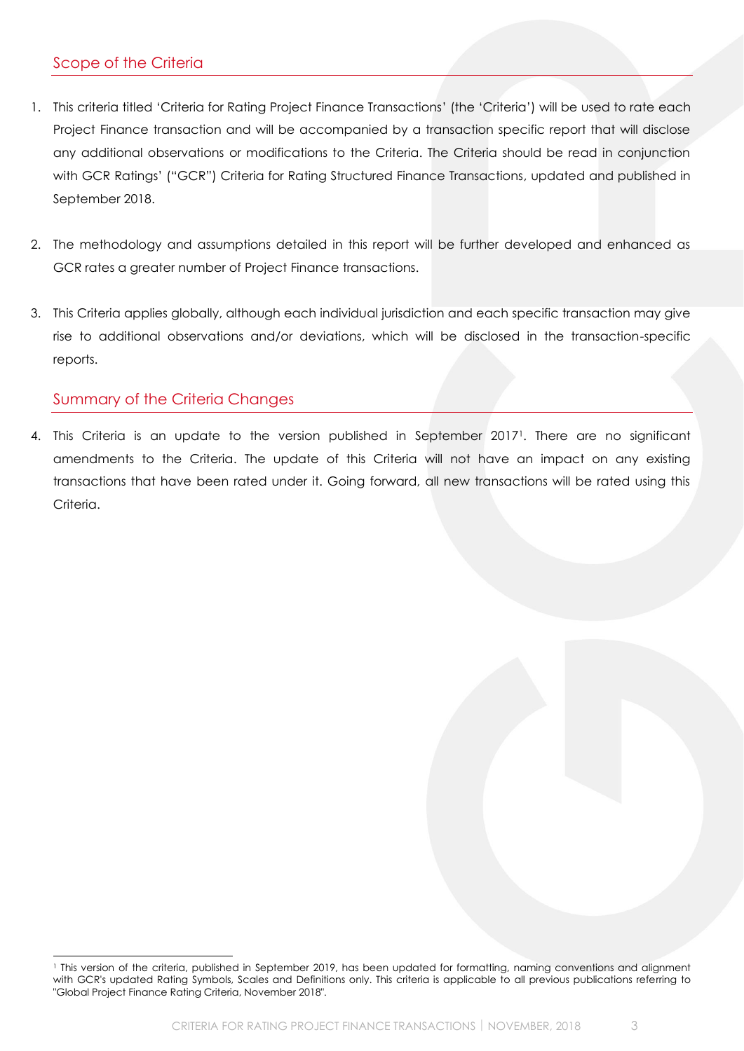## Scope of the Criteria

1. This criteria titled 'Criteria for Rating Project Finance Transactions' (the 'Criteria') will be used to rate each Project Finance transaction and will be accompanied by a transaction specific report that will disclose any additional observations or modifications to the Criteria. The Criteria should be read in conjunction with GCR Ratings' ("GCR") Criteria for Rating Structured Finance Transactions, updated and published in September 2018.

2. The methodology and assumptions detailed in this report will be further developed and enhanced as GCR rates a greater number of Project Finance transactions.

3. This Criteria applies globally, although each individual jurisdiction and each specific transaction may give rise to additional observations and/or deviations, which will be disclosed in the transaction-specific reports.

## Summary of the Criteria Changes

4. This Criteria is an update to the version published in September 2017[1]. There are no significant amendments to the Criteria. The update of this Criteria will not have an impact on any existing transactions that have been rated under it. Going forward, all new transactions will be rated using this Criteria.

[1] This version of the criteria, published in September 2019, has been updated for formatting, naming conventions and alignment with GCR's updated Rating Symbols, Scales and Definitions only. This criteria is applicable to all previous publications referring to "Global Project Finance Rating Criteria, November 2018".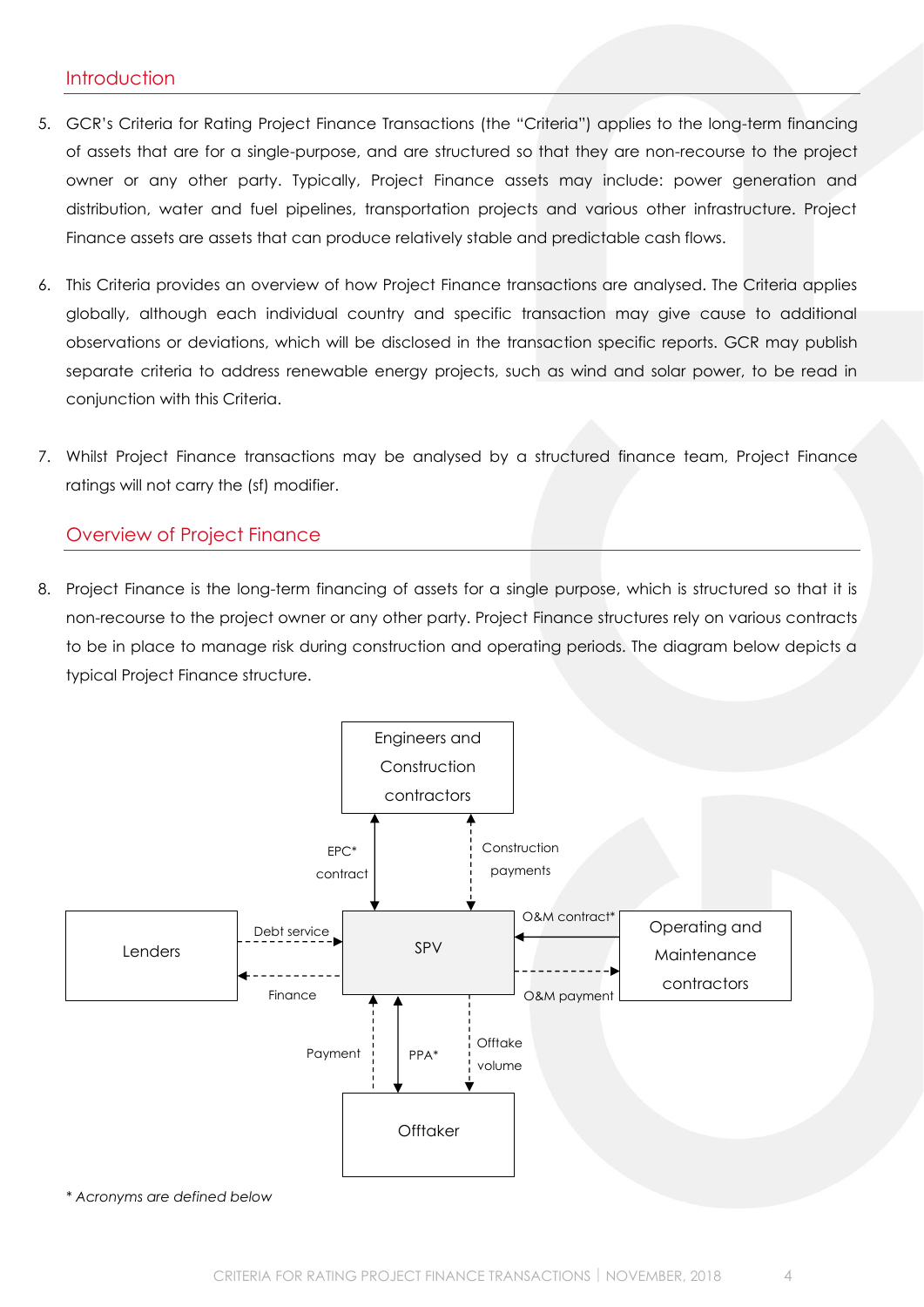## Introduction

5. GCR's Criteria for Rating Project Finance Transactions (the "Criteria") applies to the long-term financing of assets that are for a single-purpose, and are structured so that they are non-recourse to the project owner or any other party. Typically, Project Finance assets may include: power generation and distribution, water and fuel pipelines, transportation projects and various other infrastructure. Project Finance assets are assets that can produce relatively stable and predictable cash flows.

6. This Criteria provides an overview of how Project Finance transactions are analysed. The Criteria applies globally, although each individual country and specific transaction may give cause to additional observations or deviations, which will be disclosed in the transaction specific reports. GCR may publish separate criteria to address renewable energy projects, such as wind and solar power, to be read in conjunction with this Criteria.

7. Whilst Project Finance transactions may be analysed by a structured finance team, Project Finance ratings will not carry the (sf) modifier.

## Overview of Project Finance

8. Project Finance is the long-term financing of assets for a single purpose, which is structured so that it is non-recourse to the project owner or any other party. Project Finance structures rely on various contracts to be in place to manage risk during construction and operating periods. The diagram below depicts a typical Project Finance structure.

Engineers and Construction contractors

EPC* contract

Construction payments

Lenders

Debt service

Finance

SPV

O&M contract*

O&M payment

Operating and Maintenance contractors

Payment

PPA*

Offtake volume

Offtaker

*\* Acronyms are defined below*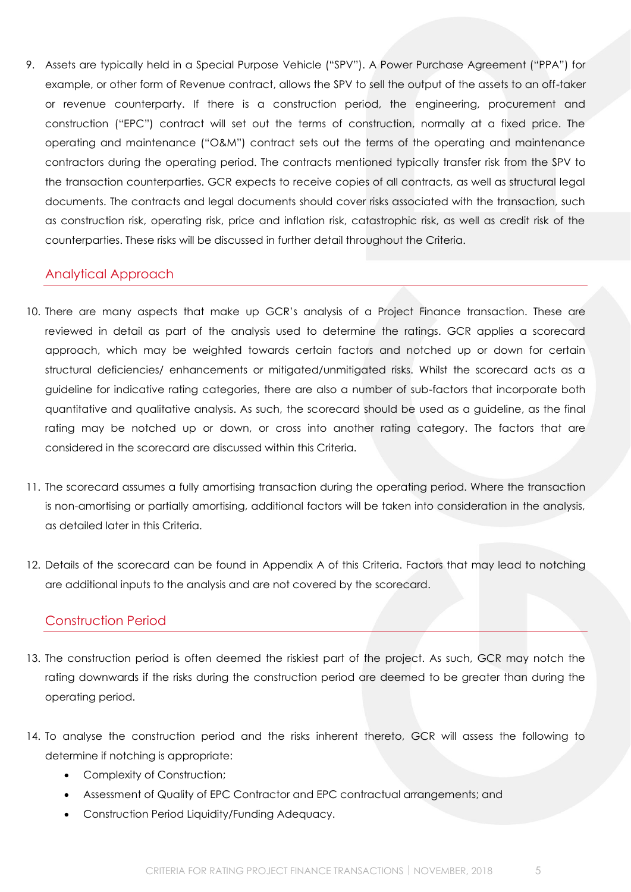9. Assets are typically held in a Special Purpose Vehicle ("SPV"). A Power Purchase Agreement ("PPA") for example, or other form of Revenue contract, allows the SPV to sell the output of the assets to an off-taker or revenue counterparty. If there is a construction period, the engineering, procurement and construction ("EPC") contract will set out the terms of construction, normally at a fixed price. The operating and maintenance ("O&M") contract sets out the terms of the operating and maintenance contractors during the operating period. The contracts mentioned typically transfer risk from the SPV to the transaction counterparties. GCR expects to receive copies of all contracts, as well as structural legal documents. The contracts and legal documents should cover risks associated with the transaction, such as construction risk, operating risk, price and inflation risk, catastrophic risk, as well as credit risk of the counterparties. These risks will be discussed in further detail throughout the Criteria.

## Analytical Approach

10. There are many aspects that make up GCR's analysis of a Project Finance transaction. These are reviewed in detail as part of the analysis used to determine the ratings. GCR applies a scorecard approach, which may be weighted towards certain factors and notched up or down for certain structural deficiencies/ enhancements or mitigated/unmitigated risks. Whilst the scorecard acts as a guideline for indicative rating categories, there are also a number of sub-factors that incorporate both quantitative and qualitative analysis. As such, the scorecard should be used as a guideline, as the final rating may be notched up or down, or cross into another rating category. The factors that are considered in the scorecard are discussed within this Criteria.

11. The scorecard assumes a fully amortising transaction during the operating period. Where the transaction is non-amortising or partially amortising, additional factors will be taken into consideration in the analysis, as detailed later in this Criteria.

12. Details of the scorecard can be found in Appendix A of this Criteria. Factors that may lead to notching are additional inputs to the analysis and are not covered by the scorecard.

## Construction Period

13. The construction period is often deemed the riskiest part of the project. As such, GCR may notch the rating downwards if the risks during the construction period are deemed to be greater than during the operating period.

14. To analyse the construction period and the risks inherent thereto, GCR will assess the following to determine if notching is appropriate:
    - Complexity of Construction;
    - Assessment of Quality of EPC Contractor and EPC contractual arrangements; and
    - Construction Period Liquidity/Funding Adequacy.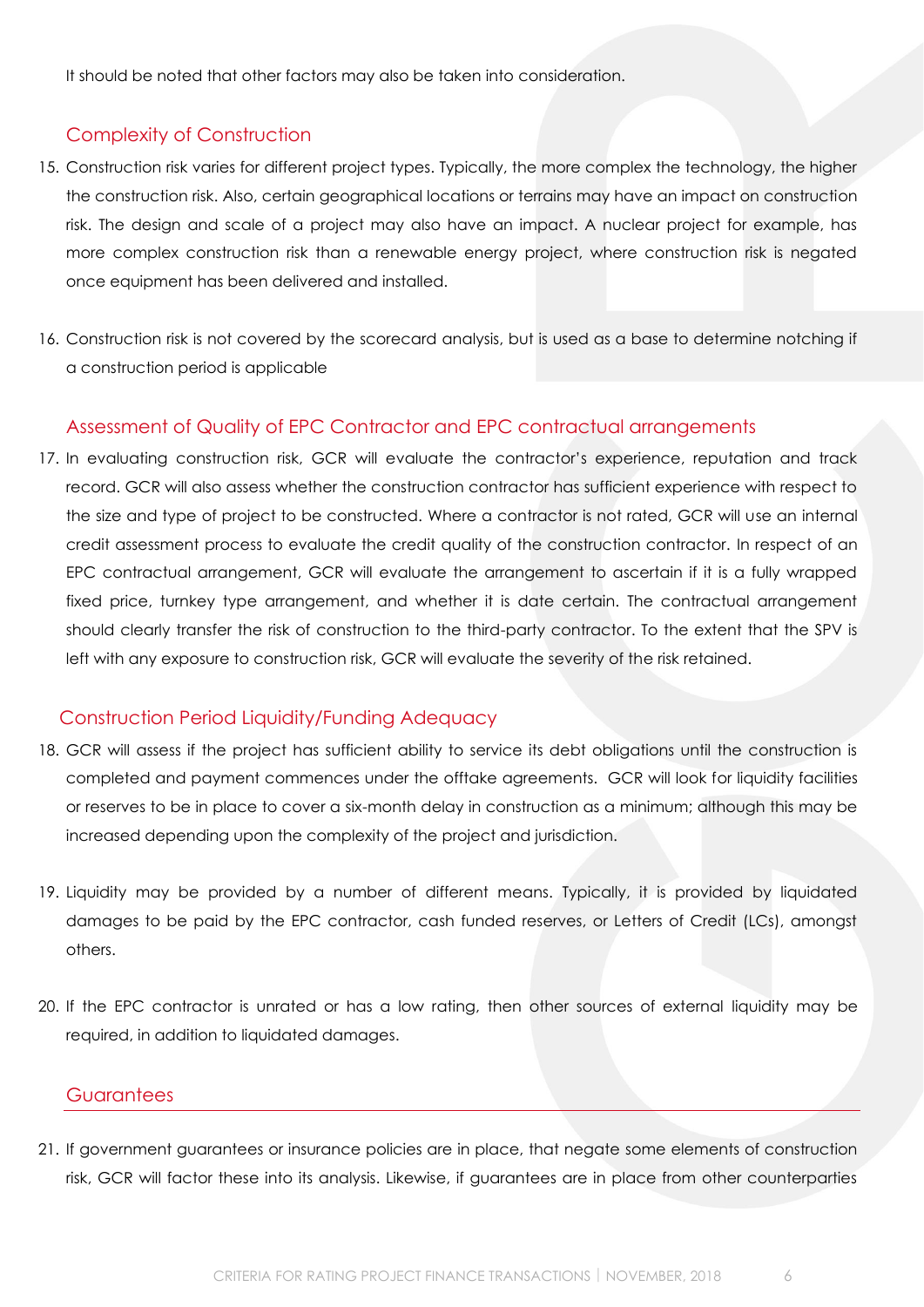It should be noted that other factors may also be taken into consideration.

### Complexity of Construction

15. Construction risk varies for different project types. Typically, the more complex the technology, the higher the construction risk. Also, certain geographical locations or terrains may have an impact on construction risk. The design and scale of a project may also have an impact. A nuclear project for example, has more complex construction risk than a renewable energy project, where construction risk is negated once equipment has been delivered and installed.

16. Construction risk is not covered by the scorecard analysis, but is used as a base to determine notching if a construction period is applicable

### Assessment of Quality of EPC Contractor and EPC contractual arrangements

17. In evaluating construction risk, GCR will evaluate the contractor's experience, reputation and track record. GCR will also assess whether the construction contractor has sufficient experience with respect to the size and type of project to be constructed. Where a contractor is not rated, GCR will use an internal credit assessment process to evaluate the credit quality of the construction contractor. In respect of an EPC contractual arrangement, GCR will evaluate the arrangement to ascertain if it is a fully wrapped fixed price, turnkey type arrangement, and whether it is date certain. The contractual arrangement should clearly transfer the risk of construction to the third-party contractor. To the extent that the SPV is left with any exposure to construction risk, GCR will evaluate the severity of the risk retained.

### Construction Period Liquidity/Funding Adequacy

18. GCR will assess if the project has sufficient ability to service its debt obligations until the construction is completed and payment commences under the offtake agreements. GCR will look for liquidity facilities or reserves to be in place to cover a six-month delay in construction as a minimum; although this may be increased depending upon the complexity of the project and jurisdiction.

19. Liquidity may be provided by a number of different means. Typically, it is provided by liquidated damages to be paid by the EPC contractor, cash funded reserves, or Letters of Credit (LCs), amongst others.

20. If the EPC contractor is unrated or has a low rating, then other sources of external liquidity may be required, in addition to liquidated damages.

### Guarantees

21. If government guarantees or insurance policies are in place, that negate some elements of construction risk, GCR will factor these into its analysis. Likewise, if guarantees are in place from other counterparties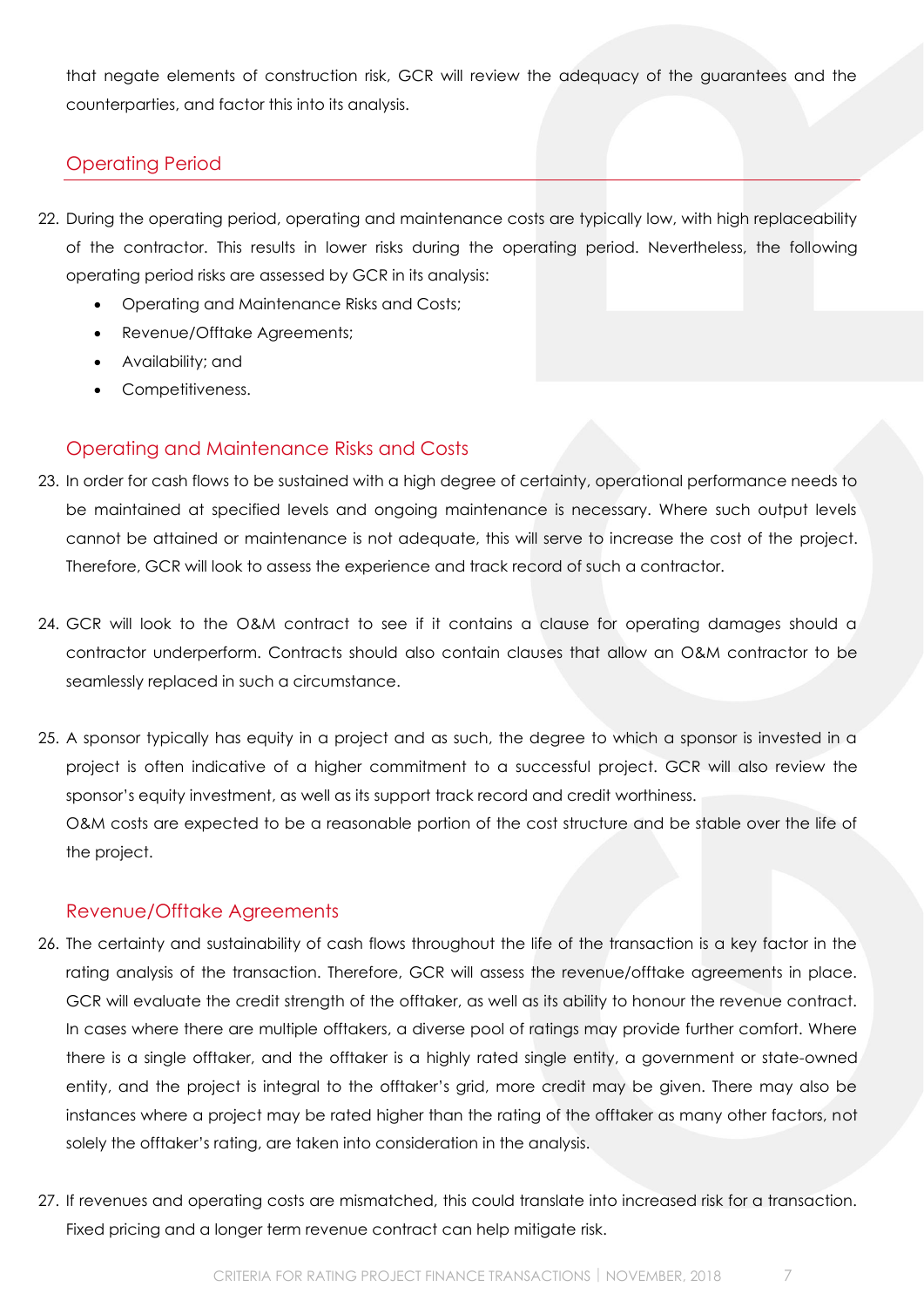that negate elements of construction risk, GCR will review the adequacy of the guarantees and the counterparties, and factor this into its analysis.

## Operating Period

22. During the operating period, operating and maintenance costs are typically low, with high replaceability of the contractor. This results in lower risks during the operating period. Nevertheless, the following operating period risks are assessed by GCR in its analysis:
    - Operating and Maintenance Risks and Costs;
    - Revenue/Offtake Agreements;
    - Availability; and
    - Competitiveness.

### Operating and Maintenance Risks and Costs

23. In order for cash flows to be sustained with a high degree of certainty, operational performance needs to be maintained at specified levels and ongoing maintenance is necessary. Where such output levels cannot be attained or maintenance is not adequate, this will serve to increase the cost of the project. Therefore, GCR will look to assess the experience and track record of such a contractor.

24. GCR will look to the O&M contract to see if it contains a clause for operating damages should a contractor underperform. Contracts should also contain clauses that allow an O&M contractor to be seamlessly replaced in such a circumstance.

25. A sponsor typically has equity in a project and as such, the degree to which a sponsor is invested in a project is often indicative of a higher commitment to a successful project. GCR will also review the sponsor's equity investment, as well as its support track record and credit worthiness.
    O&M costs are expected to be a reasonable portion of the cost structure and be stable over the life of the project.

### Revenue/Offtake Agreements

26. The certainty and sustainability of cash flows throughout the life of the transaction is a key factor in the rating analysis of the transaction. Therefore, GCR will assess the revenue/offtake agreements in place. GCR will evaluate the credit strength of the offtaker, as well as its ability to honour the revenue contract. In cases where there are multiple offtakers, a diverse pool of ratings may provide further comfort. Where there is a single offtaker, and the offtaker is a highly rated single entity, a government or state-owned entity, and the project is integral to the offtaker's grid, more credit may be given. There may also be instances where a project may be rated higher than the rating of the offtaker as many other factors, not solely the offtaker's rating, are taken into consideration in the analysis.

27. If revenues and operating costs are mismatched, this could translate into increased risk for a transaction. Fixed pricing and a longer term revenue contract can help mitigate risk.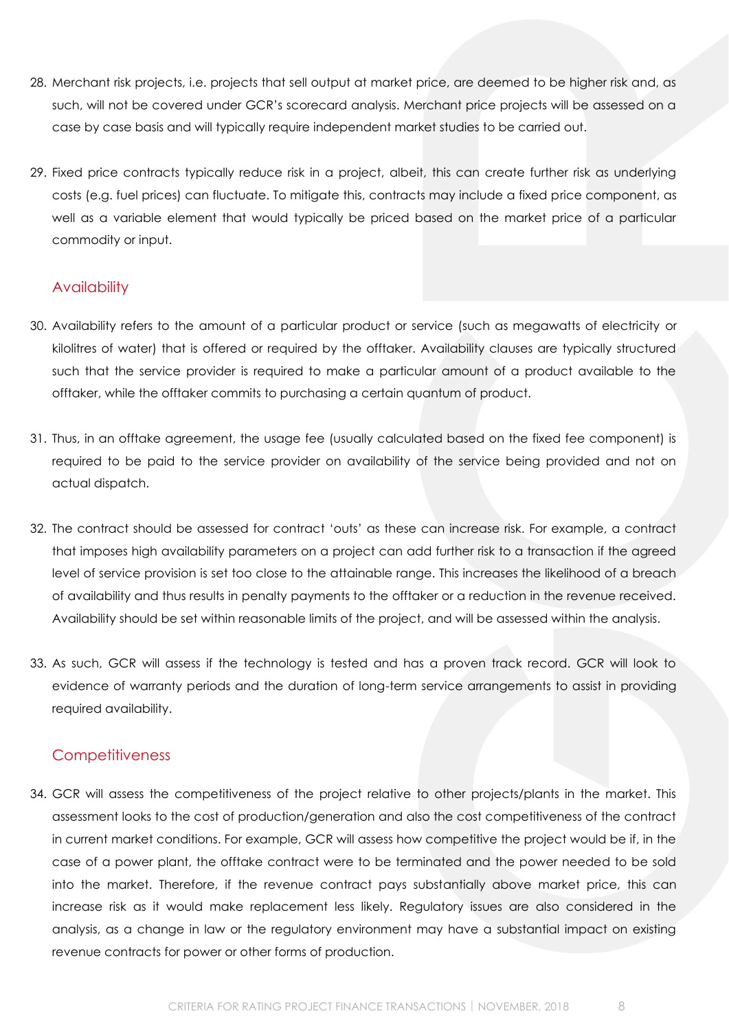28. Merchant risk projects, i.e. projects that sell output at market price, are deemed to be higher risk and, as such, will not be covered under GCR's scorecard analysis. Merchant price projects will be assessed on a case by case basis and will typically require independent market studies to be carried out.

29. Fixed price contracts typically reduce risk in a project, albeit, this can create further risk as underlying costs (e.g. fuel prices) can fluctuate. To mitigate this, contracts may include a fixed price component, as well as a variable element that would typically be priced based on the market price of a particular commodity or input.

## Availability

30. Availability refers to the amount of a particular product or service (such as megawatts of electricity or kilolitres of water) that is offered or required by the offtaker. Availability clauses are typically structured such that the service provider is required to make a particular amount of a product available to the offtaker, while the offtaker commits to purchasing a certain quantum of product.

31. Thus, in an offtake agreement, the usage fee (usually calculated based on the fixed fee component) is required to be paid to the service provider on availability of the service being provided and not on actual dispatch.

32. The contract should be assessed for contract 'outs' as these can increase risk. For example, a contract that imposes high availability parameters on a project can add further risk to a transaction if the agreed level of service provision is set too close to the attainable range. This increases the likelihood of a breach of availability and thus results in penalty payments to the offtaker or a reduction in the revenue received. Availability should be set within reasonable limits of the project, and will be assessed within the analysis.

33. As such, GCR will assess if the technology is tested and has a proven track record. GCR will look to evidence of warranty periods and the duration of long-term service arrangements to assist in providing required availability.

## Competitiveness

34. GCR will assess the competitiveness of the project relative to other projects/plants in the market. This assessment looks to the cost of production/generation and also the cost competitiveness of the contract in current market conditions. For example, GCR will assess how competitive the project would be if, in the case of a power plant, the offtake contract were to be terminated and the power needed to be sold into the market. Therefore, if the revenue contract pays substantially above market price, this can increase risk as it would make replacement less likely. Regulatory issues are also considered in the analysis, as a change in law or the regulatory environment may have a substantial impact on existing revenue contracts for power or other forms of production.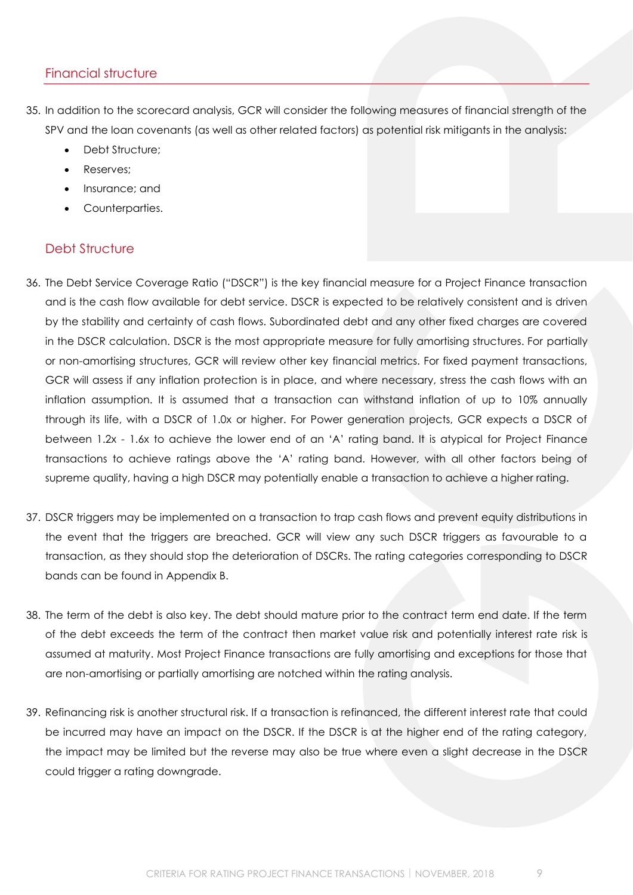## Financial structure

35. In addition to the scorecard analysis, GCR will consider the following measures of financial strength of the SPV and the loan covenants (as well as other related factors) as potential risk mitigants in the analysis:
    - Debt Structure;
    - Reserves;
    - Insurance; and
    - Counterparties.

## Debt Structure

36. The Debt Service Coverage Ratio ("DSCR") is the key financial measure for a Project Finance transaction and is the cash flow available for debt service. DSCR is expected to be relatively consistent and is driven by the stability and certainty of cash flows. Subordinated debt and any other fixed charges are covered in the DSCR calculation. DSCR is the most appropriate measure for fully amortising structures. For partially or non-amortising structures, GCR will review other key financial metrics. For fixed payment transactions, GCR will assess if any inflation protection is in place, and where necessary, stress the cash flows with an inflation assumption. It is assumed that a transaction can withstand inflation of up to 10% annually through its life, with a DSCR of 1.0x or higher. For Power generation projects, GCR expects a DSCR of between 1.2x - 1.6x to achieve the lower end of an 'A' rating band. It is atypical for Project Finance transactions to achieve ratings above the 'A' rating band. However, with all other factors being of supreme quality, having a high DSCR may potentially enable a transaction to achieve a higher rating.

37. DSCR triggers may be implemented on a transaction to trap cash flows and prevent equity distributions in the event that the triggers are breached. GCR will view any such DSCR triggers as favourable to a transaction, as they should stop the deterioration of DSCRs. The rating categories corresponding to DSCR bands can be found in Appendix B.

38. The term of the debt is also key. The debt should mature prior to the contract term end date. If the term of the debt exceeds the term of the contract then market value risk and potentially interest rate risk is assumed at maturity. Most Project Finance transactions are fully amortising and exceptions for those that are non-amortising or partially amortising are notched within the rating analysis.

39. Refinancing risk is another structural risk. If a transaction is refinanced, the different interest rate that could be incurred may have an impact on the DSCR. If the DSCR is at the higher end of the rating category, the impact may be limited but the reverse may also be true where even a slight decrease in the DSCR could trigger a rating downgrade.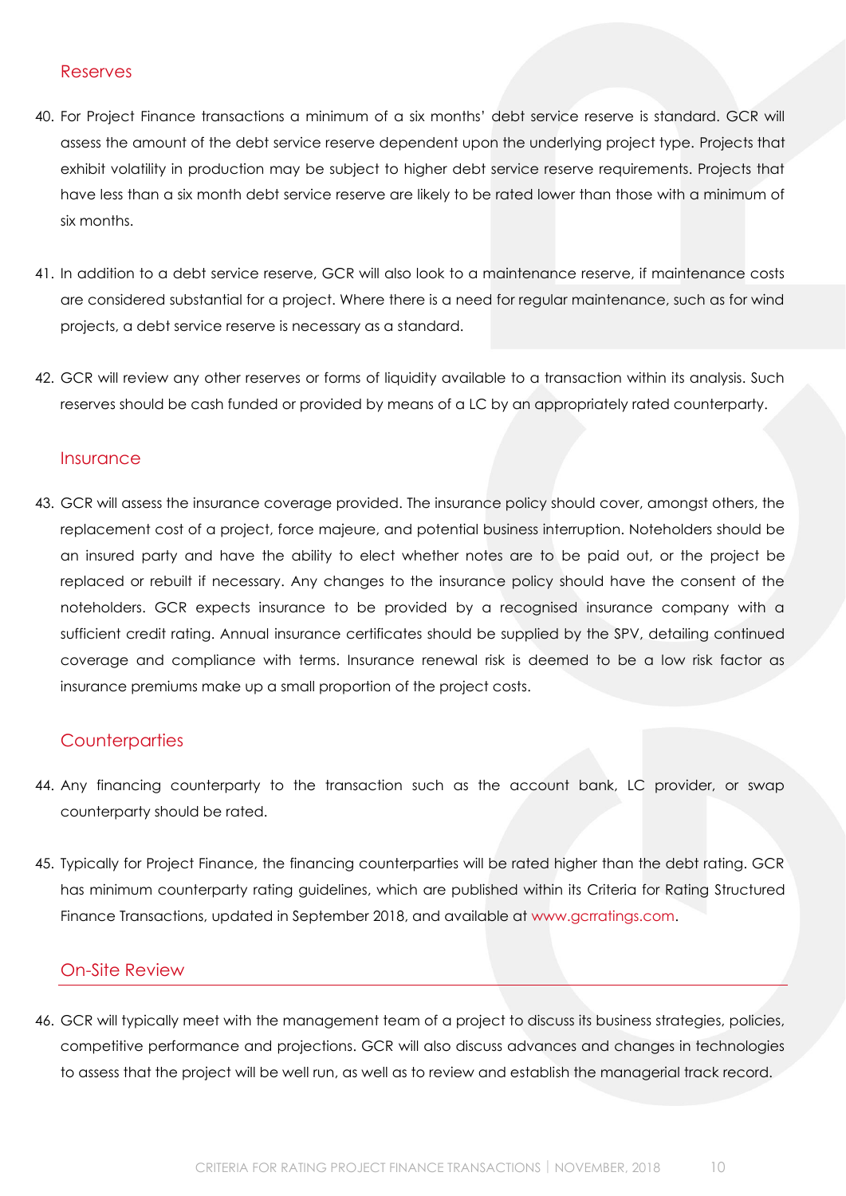## Reserves

40. For Project Finance transactions a minimum of a six months' debt service reserve is standard. GCR will assess the amount of the debt service reserve dependent upon the underlying project type. Projects that exhibit volatility in production may be subject to higher debt service reserve requirements. Projects that have less than a six month debt service reserve are likely to be rated lower than those with a minimum of six months.

41. In addition to a debt service reserve, GCR will also look to a maintenance reserve, if maintenance costs are considered substantial for a project. Where there is a need for regular maintenance, such as for wind projects, a debt service reserve is necessary as a standard.

42. GCR will review any other reserves or forms of liquidity available to a transaction within its analysis. Such reserves should be cash funded or provided by means of a LC by an appropriately rated counterparty.

## Insurance

43. GCR will assess the insurance coverage provided. The insurance policy should cover, amongst others, the replacement cost of a project, force majeure, and potential business interruption. Noteholders should be an insured party and have the ability to elect whether notes are to be paid out, or the project be replaced or rebuilt if necessary. Any changes to the insurance policy should have the consent of the noteholders. GCR expects insurance to be provided by a recognised insurance company with a sufficient credit rating. Annual insurance certificates should be supplied by the SPV, detailing continued coverage and compliance with terms. Insurance renewal risk is deemed to be a low risk factor as insurance premiums make up a small proportion of the project costs.

## Counterparties

44. Any financing counterparty to the transaction such as the account bank, LC provider, or swap counterparty should be rated.

45. Typically for Project Finance, the financing counterparties will be rated higher than the debt rating. GCR has minimum counterparty rating guidelines, which are published within its Criteria for Rating Structured Finance Transactions, updated in September 2018, and available at www.gcrratings.com.

## On-Site Review

46. GCR will typically meet with the management team of a project to discuss its business strategies, policies, competitive performance and projections. GCR will also discuss advances and changes in technologies to assess that the project will be well run, as well as to review and establish the managerial track record.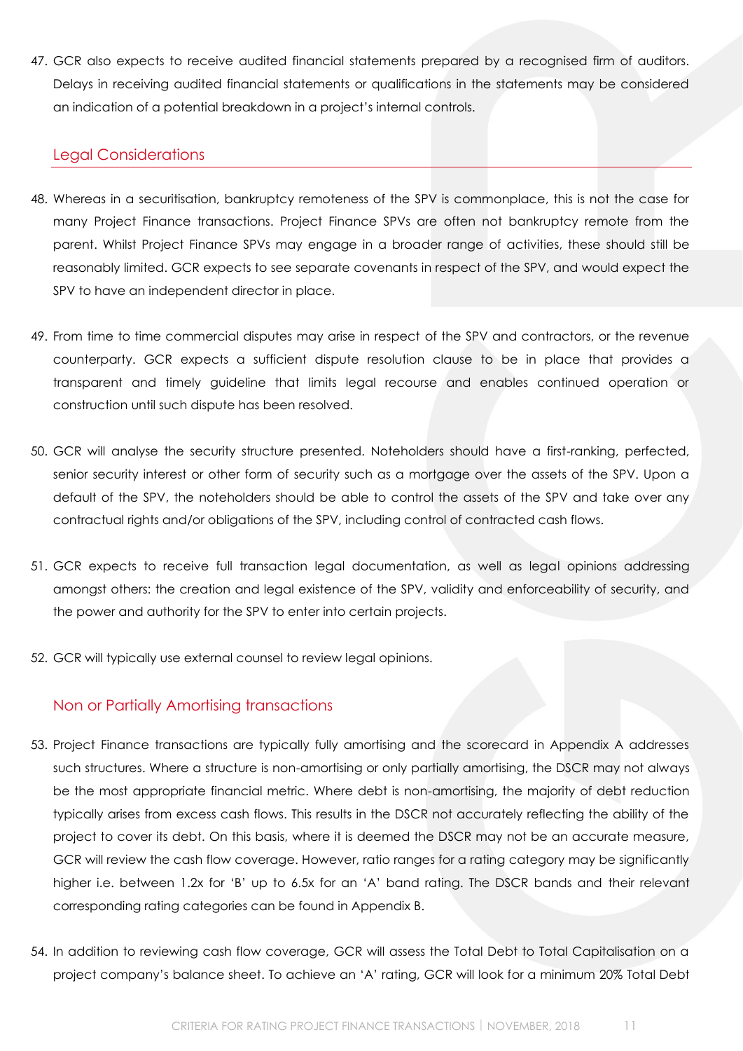47. GCR also expects to receive audited financial statements prepared by a recognised firm of auditors. Delays in receiving audited financial statements or qualifications in the statements may be considered an indication of a potential breakdown in a project's internal controls.

## Legal Considerations

48. Whereas in a securitisation, bankruptcy remoteness of the SPV is commonplace, this is not the case for many Project Finance transactions. Project Finance SPVs are often not bankruptcy remote from the parent. Whilst Project Finance SPVs may engage in a broader range of activities, these should still be reasonably limited. GCR expects to see separate covenants in respect of the SPV, and would expect the SPV to have an independent director in place.

49. From time to time commercial disputes may arise in respect of the SPV and contractors, or the revenue counterparty. GCR expects a sufficient dispute resolution clause to be in place that provides a transparent and timely guideline that limits legal recourse and enables continued operation or construction until such dispute has been resolved.

50. GCR will analyse the security structure presented. Noteholders should have a first-ranking, perfected, senior security interest or other form of security such as a mortgage over the assets of the SPV. Upon a default of the SPV, the noteholders should be able to control the assets of the SPV and take over any contractual rights and/or obligations of the SPV, including control of contracted cash flows.

51. GCR expects to receive full transaction legal documentation, as well as legal opinions addressing amongst others: the creation and legal existence of the SPV, validity and enforceability of security, and the power and authority for the SPV to enter into certain projects.

52. GCR will typically use external counsel to review legal opinions.

## Non or Partially Amortising transactions

53. Project Finance transactions are typically fully amortising and the scorecard in Appendix A addresses such structures. Where a structure is non-amortising or only partially amortising, the DSCR may not always be the most appropriate financial metric. Where debt is non-amortising, the majority of debt reduction typically arises from excess cash flows. This results in the DSCR not accurately reflecting the ability of the project to cover its debt. On this basis, where it is deemed the DSCR may not be an accurate measure, GCR will review the cash flow coverage. However, ratio ranges for a rating category may be significantly higher i.e. between 1.2x for 'B' up to 6.5x for an 'A' band rating. The DSCR bands and their relevant corresponding rating categories can be found in Appendix B.

54. In addition to reviewing cash flow coverage, GCR will assess the Total Debt to Total Capitalisation on a project company's balance sheet. To achieve an 'A' rating, GCR will look for a minimum 20% Total Debt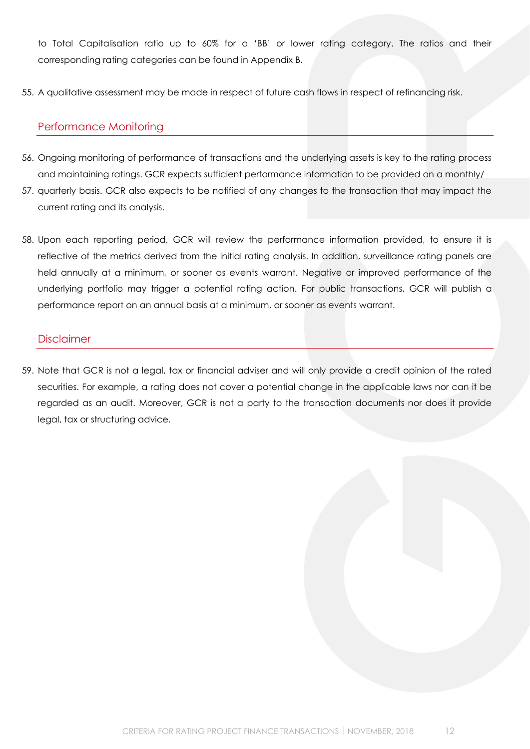to Total Capitalisation ratio up to 60% for a 'BB' or lower rating category. The ratios and their corresponding rating categories can be found in Appendix B.

55. A qualitative assessment may be made in respect of future cash flows in respect of refinancing risk.

## Performance Monitoring

56. Ongoing monitoring of performance of transactions and the underlying assets is key to the rating process and maintaining ratings. GCR expects sufficient performance information to be provided on a monthly/
57. quarterly basis. GCR also expects to be notified of any changes to the transaction that may impact the current rating and its analysis.

58. Upon each reporting period, GCR will review the performance information provided, to ensure it is reflective of the metrics derived from the initial rating analysis. In addition, surveillance rating panels are held annually at a minimum, or sooner as events warrant. Negative or improved performance of the underlying portfolio may trigger a potential rating action. For public transactions, GCR will publish a performance report on an annual basis at a minimum, or sooner as events warrant.

## Disclaimer

59. Note that GCR is not a legal, tax or financial adviser and will only provide a credit opinion of the rated securities. For example, a rating does not cover a potential change in the applicable laws nor can it be regarded as an audit. Moreover, GCR is not a party to the transaction documents nor does it provide legal, tax or structuring advice.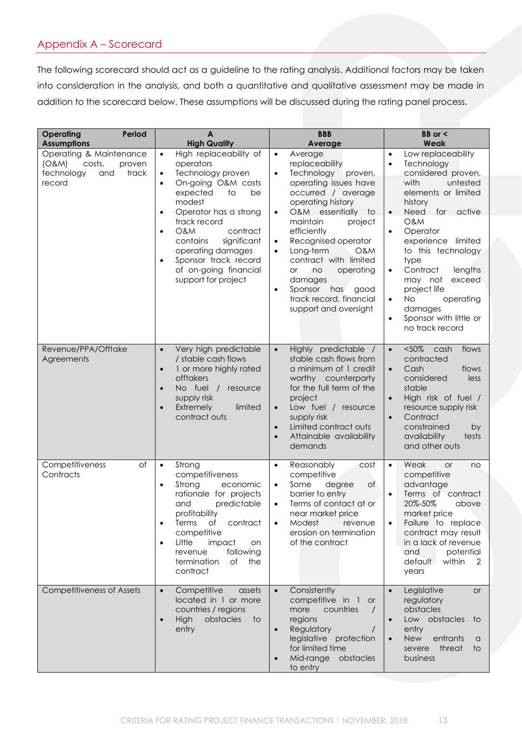## Appendix A – Scorecard

The following scorecard should act as a guideline to the rating analysis. Additional factors may be taken into consideration in the analysis, and both a quantitative and qualitative assessment may be made in addition to the scorecard below. These assumptions will be discussed during the rating panel process.

| **Operating Period Assumptions** | **A**<br>**High Quality** | **BBB**<br>**Average** | **BB or <**<br>**Weak** |
|---|---|---|---|
| Operating & Maintenance (O&M) costs, proven technology and track record | • High replaceability of operators<br>• Technology proven<br>• On-going O&M costs expected to be modest<br>• Operator has a strong track record<br>• O&M contract contains significant operating damages<br>• Sponsor track record of on-going financial support for project | • Average replaceability<br>• Technology proven, operating issues have occurred / average operating history<br>• O&M essentially to maintain project efficiently<br>• Recognised operator<br>• Long-term O&M contract with limited or no operating damages<br>• Sponsor has good track record, financial support and oversight | • Low replaceability<br>• Technology considered proven, with untested elements or limited history<br>• Need for active O&M<br>• Operator experience limited to this technology type<br>• Contract lengths may not exceed project life<br>• No operating damages<br>• Sponsor with little or no track record |
| Revenue/PPA/Offtake Agreements | • Very high predictable / stable cash flows<br>• 1 or more highly rated offtakers<br>• No fuel / resource supply risk<br>• Extremely limited contract outs | • Highly predictable / stable cash flows from a minimum of 1 credit worthy counterparty for the full term of the project<br>• Low fuel / resource supply risk<br>• Limited contract outs<br>• Attainable availability demands | • <50% cash flows contracted<br>• Cash flows considered less stable<br>• High risk of fuel / resource supply risk<br>• Contract constrained by availability tests and other outs |
| Competitiveness of Contracts | • Strong competitiveness<br>• Strong economic rationale for projects and predictable profitability<br>• Terms of contract competitive<br>• Little impact on revenue following termination of the contract | • Reasonably cost competitive<br>• Some degree of barrier to entry<br>• Terms of contact at or near market price<br>• Modest revenue erosion on termination of the contract | • Weak or no competitive advantage<br>• Terms of contract 20%-50% above market price<br>• Failure to replace contract may result in a lack of revenue and potential default within 2 years |
| Competitiveness of Assets | • Competitive assets located in 1 or more countries / regions<br>• High obstacles to entry | • Consistently competitive in 1 or more countries / regions<br>• Regulatory / legislative protection for limited time<br>• Mid-range obstacles to entry | • Legislative or regulatory obstacles<br>• Low obstacles to entry<br>• New entrants a severe threat to business |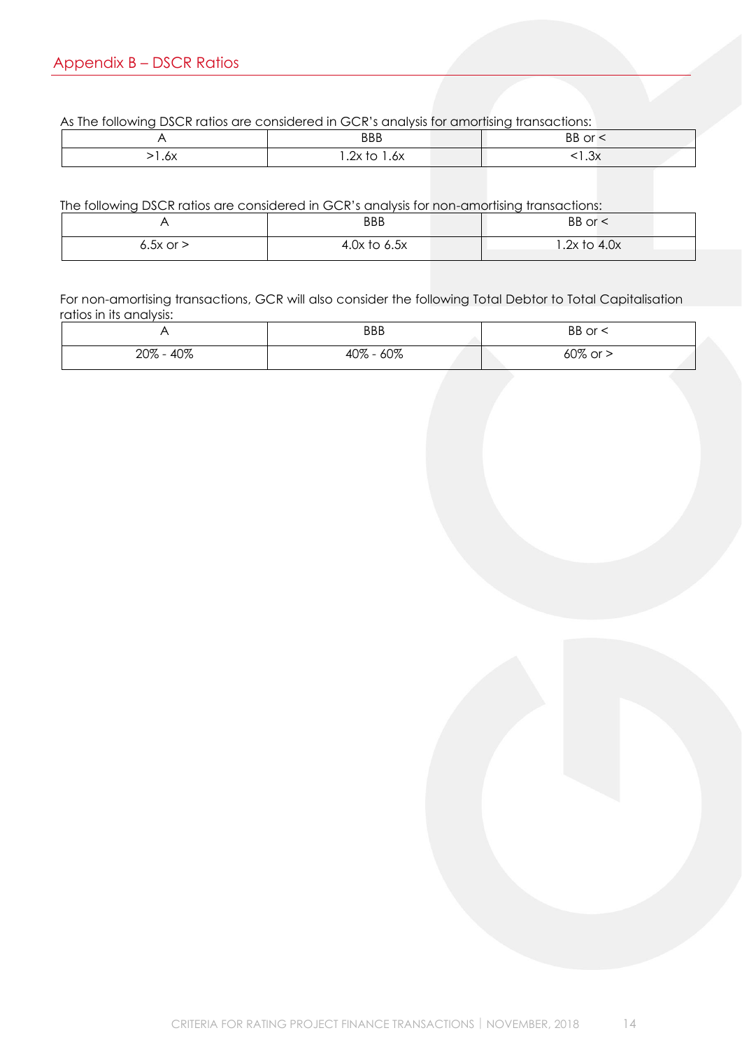## Appendix B – DSCR Ratios

As The following DSCR ratios are considered in GCR's analysis for amortising transactions:

| A | BBB | BB or < |
|---|---|---|
| >1.6x | 1.2x to 1.6x | <1.3x |

The following DSCR ratios are considered in GCR's analysis for non-amortising transactions:

| A | BBB | BB or < |
|---|---|---|
| 6.5x or > | 4.0x to 6.5x | 1.2x to 4.0x |

For non-amortising transactions, GCR will also consider the following Total Debtor to Total Capitalisation ratios in its analysis:

| A | BBB | BB or < |
|---|---|---|
| 20% - 40% | 40% - 60% | 60% or > |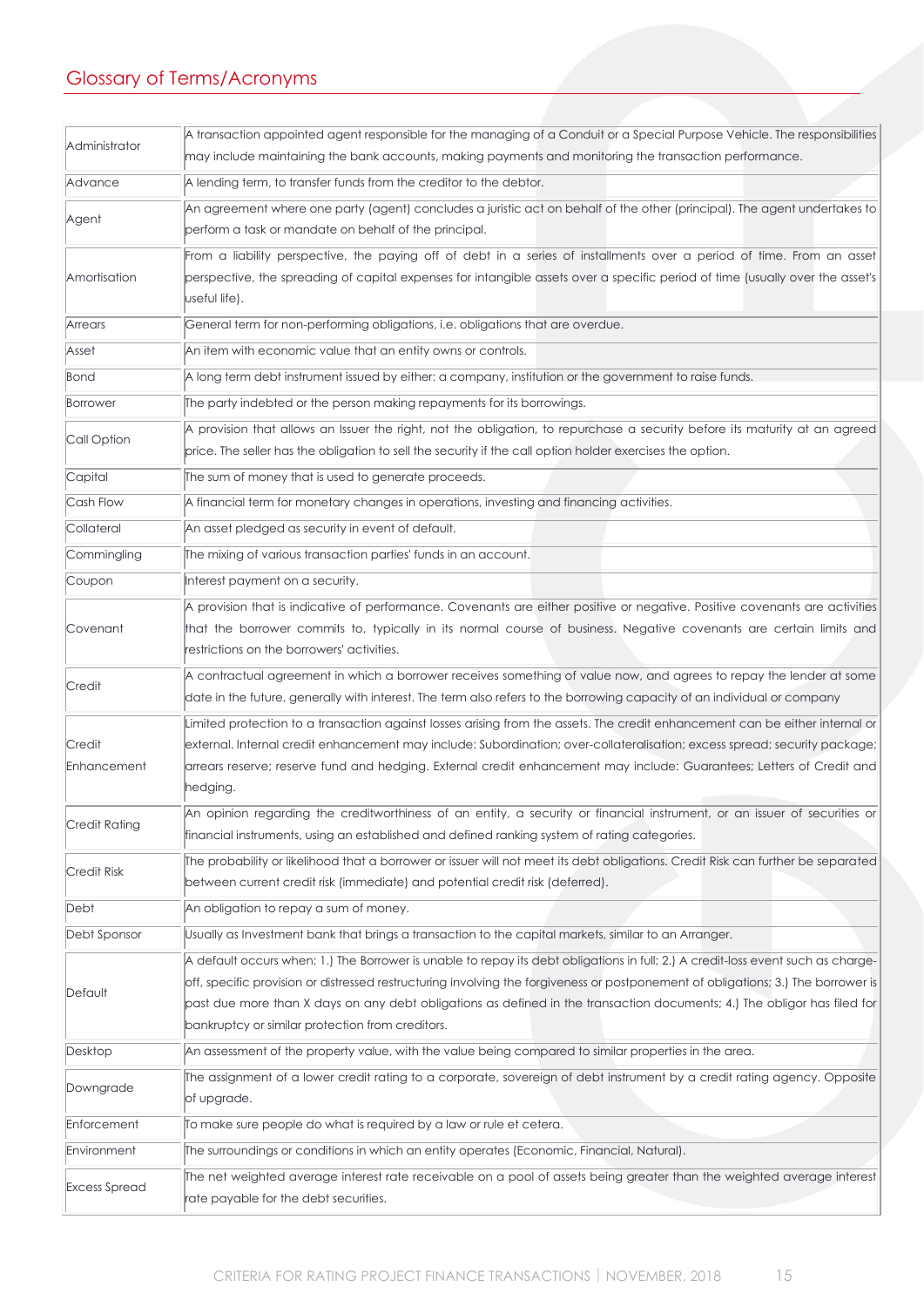## Glossary of Terms/Acronyms

| | |
|---|---|
| Administrator | A transaction appointed agent responsible for the managing of a Conduit or a Special Purpose Vehicle. The responsibilities may include maintaining the bank accounts, making payments and monitoring the transaction performance. |
| Advance | A lending term, to transfer funds from the creditor to the debtor. |
| Agent | An agreement where one party (agent) concludes a juristic act on behalf of the other (principal). The agent undertakes to perform a task or mandate on behalf of the principal. |
| Amortisation | From a liability perspective, the paying off of debt in a series of installments over a period of time. From an asset perspective, the spreading of capital expenses for intangible assets over a specific period of time (usually over the asset's useful life). |
| Arrears | General term for non-performing obligations, i.e. obligations that are overdue. |
| Asset | An item with economic value that an entity owns or controls. |
| Bond | A long term debt instrument issued by either: a company, institution or the government to raise funds. |
| Borrower | The party indebted or the person making repayments for its borrowings. |
| Call Option | A provision that allows an Issuer the right, not the obligation, to repurchase a security before its maturity at an agreed price. The seller has the obligation to sell the security if the call option holder exercises the option. |
| Capital | The sum of money that is used to generate proceeds. |
| Cash Flow | A financial term for monetary changes in operations, investing and financing activities. |
| Collateral | An asset pledged as security in event of default. |
| Commingling | The mixing of various transaction parties' funds in an account. |
| Coupon | Interest payment on a security. |
| Covenant | A provision that is indicative of performance. Covenants are either positive or negative. Positive covenants are activities that the borrower commits to, typically in its normal course of business. Negative covenants are certain limits and restrictions on the borrowers' activities. |
| Credit | A contractual agreement in which a borrower receives something of value now, and agrees to repay the lender at some date in the future, generally with interest. The term also refers to the borrowing capacity of an individual or company |
| Credit Enhancement | Limited protection to a transaction against losses arising from the assets. The credit enhancement can be either internal or external. Internal credit enhancement may include: Subordination; over-collateralisation; excess spread; security package; arrears reserve; reserve fund and hedging. External credit enhancement may include: Guarantees; Letters of Credit and hedging. |
| Credit Rating | An opinion regarding the creditworthiness of an entity, a security or financial instrument, or an issuer of securities or financial instruments, using an established and defined ranking system of rating categories. |
| Credit Risk | The probability or likelihood that a borrower or issuer will not meet its debt obligations. Credit Risk can further be separated between current credit risk (immediate) and potential credit risk (deferred). |
| Debt | An obligation to repay a sum of money. |
| Debt Sponsor | Usually as Investment bank that brings a transaction to the capital markets, similar to an Arranger. |
| Default | A default occurs when: 1.) The Borrower is unable to repay its debt obligations in full; 2.) A credit-loss event such as charge-off, specific provision or distressed restructuring involving the forgiveness or postponement of obligations; 3.) The borrower is past due more than X days on any debt obligations as defined in the transaction documents; 4.) The obligor has filed for bankruptcy or similar protection from creditors. |
| Desktop | An assessment of the property value, with the value being compared to similar properties in the area. |
| Downgrade | The assignment of a lower credit rating to a corporate, sovereign of debt instrument by a credit rating agency. Opposite of upgrade. |
| Enforcement | To make sure people do what is required by a law or rule et cetera. |
| Environment | The surroundings or conditions in which an entity operates (Economic, Financial, Natural). |
| Excess Spread | The net weighted average interest rate receivable on a pool of assets being greater than the weighted average interest rate payable for the debt securities. |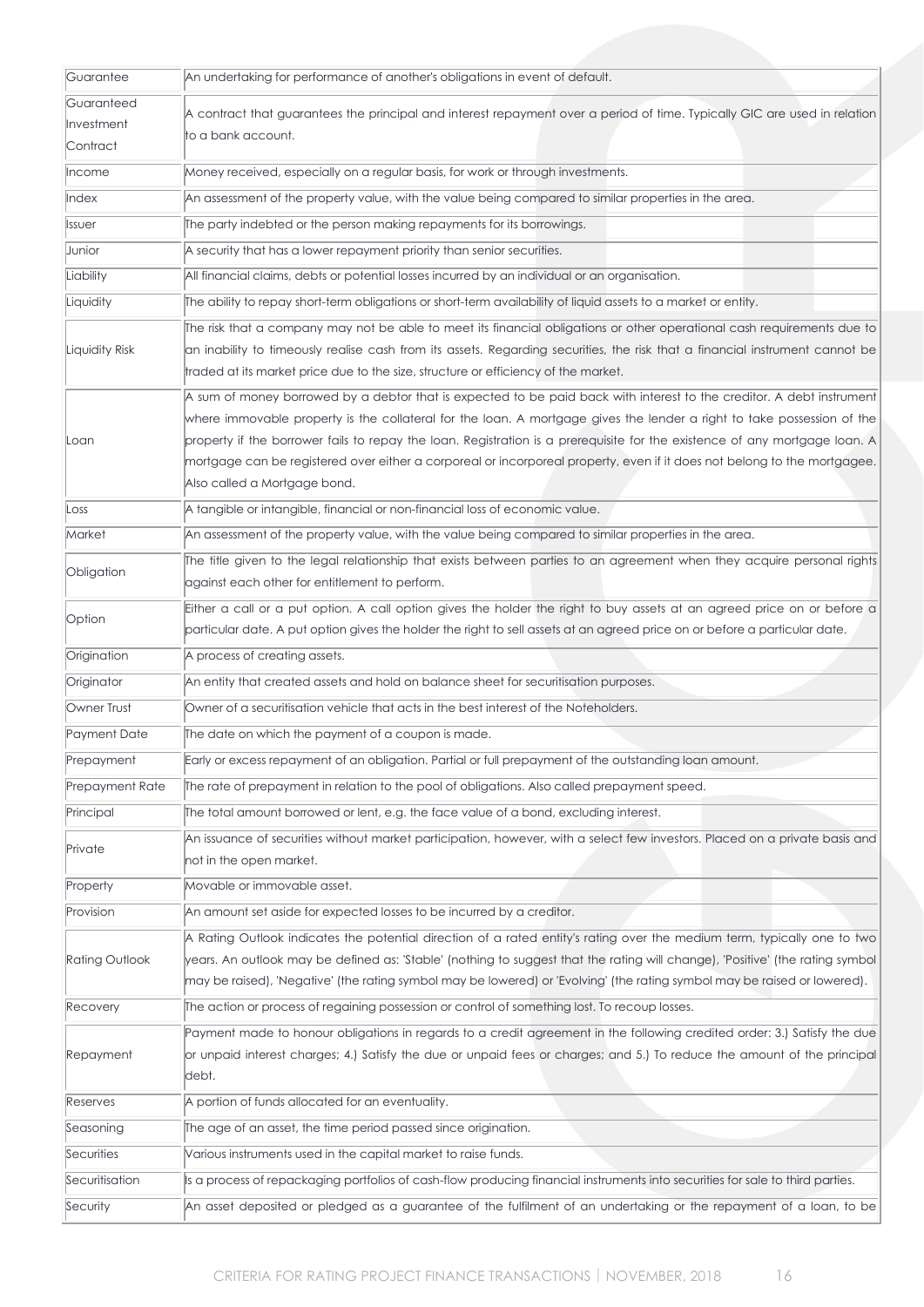| | |
|---|---|
| Guarantee | An undertaking for performance of another's obligations in event of default. |
| Guaranteed Investment Contract | A contract that guarantees the principal and interest repayment over a period of time. Typically GIC are used in relation to a bank account. |
| Income | Money received, especially on a regular basis, for work or through investments. |
| Index | An assessment of the property value, with the value being compared to similar properties in the area. |
| Issuer | The party indebted or the person making repayments for its borrowings. |
| Junior | A security that has a lower repayment priority than senior securities. |
| Liability | All financial claims, debts or potential losses incurred by an individual or an organisation. |
| Liquidity | The ability to repay short-term obligations or short-term availability of liquid assets to a market or entity. |
| Liquidity Risk | The risk that a company may not be able to meet its financial obligations or other operational cash requirements due to an inability to timeously realise cash from its assets. Regarding securities, the risk that a financial instrument cannot be traded at its market price due to the size, structure or efficiency of the market. |
| Loan | A sum of money borrowed by a debtor that is expected to be paid back with interest to the creditor. A debt instrument where immovable property is the collateral for the loan. A mortgage gives the lender a right to take possession of the property if the borrower fails to repay the loan. Registration is a prerequisite for the existence of any mortgage loan. A mortgage can be registered over either a corporeal or incorporeal property, even if it does not belong to the mortgagee. Also called a Mortgage bond. |
| Loss | A tangible or intangible, financial or non-financial loss of economic value. |
| Market | An assessment of the property value, with the value being compared to similar properties in the area. |
| Obligation | The title given to the legal relationship that exists between parties to an agreement when they acquire personal rights against each other for entitlement to perform. |
| Option | Either a call or a put option. A call option gives the holder the right to buy assets at an agreed price on or before a particular date. A put option gives the holder the right to sell assets at an agreed price on or before a particular date. |
| Origination | A process of creating assets. |
| Originator | An entity that created assets and hold on balance sheet for securitisation purposes. |
| Owner Trust | Owner of a securitisation vehicle that acts in the best interest of the Noteholders. |
| Payment Date | The date on which the payment of a coupon is made. |
| Prepayment | Early or excess repayment of an obligation. Partial or full prepayment of the outstanding loan amount. |
| Prepayment Rate | The rate of prepayment in relation to the pool of obligations. Also called prepayment speed. |
| Principal | The total amount borrowed or lent, e.g. the face value of a bond, excluding interest. |
| Private | An issuance of securities without market participation, however, with a select few investors. Placed on a private basis and not in the open market. |
| Property | Movable or immovable asset. |
| Provision | An amount set aside for expected losses to be incurred by a creditor. |
| Rating Outlook | A Rating Outlook indicates the potential direction of a rated entity's rating over the medium term, typically one to two years. An outlook may be defined as: 'Stable' (nothing to suggest that the rating will change), 'Positive' (the rating symbol may be raised), 'Negative' (the rating symbol may be lowered) or 'Evolving' (the rating symbol may be raised or lowered). |
| Recovery | The action or process of regaining possession or control of something lost. To recoup losses. |
| Repayment | Payment made to honour obligations in regards to a credit agreement in the following credited order: 3.) Satisfy the due or unpaid interest charges; 4.) Satisfy the due or unpaid fees or charges; and 5.) To reduce the amount of the principal debt. |
| Reserves | A portion of funds allocated for an eventuality. |
| Seasoning | The age of an asset, the time period passed since origination. |
| Securities | Various instruments used in the capital market to raise funds. |
| Securitisation | Is a process of repackaging portfolios of cash-flow producing financial instruments into securities for sale to third parties. |
| Security | An asset deposited or pledged as a guarantee of the fulfilment of an undertaking or the repayment of a loan, to be |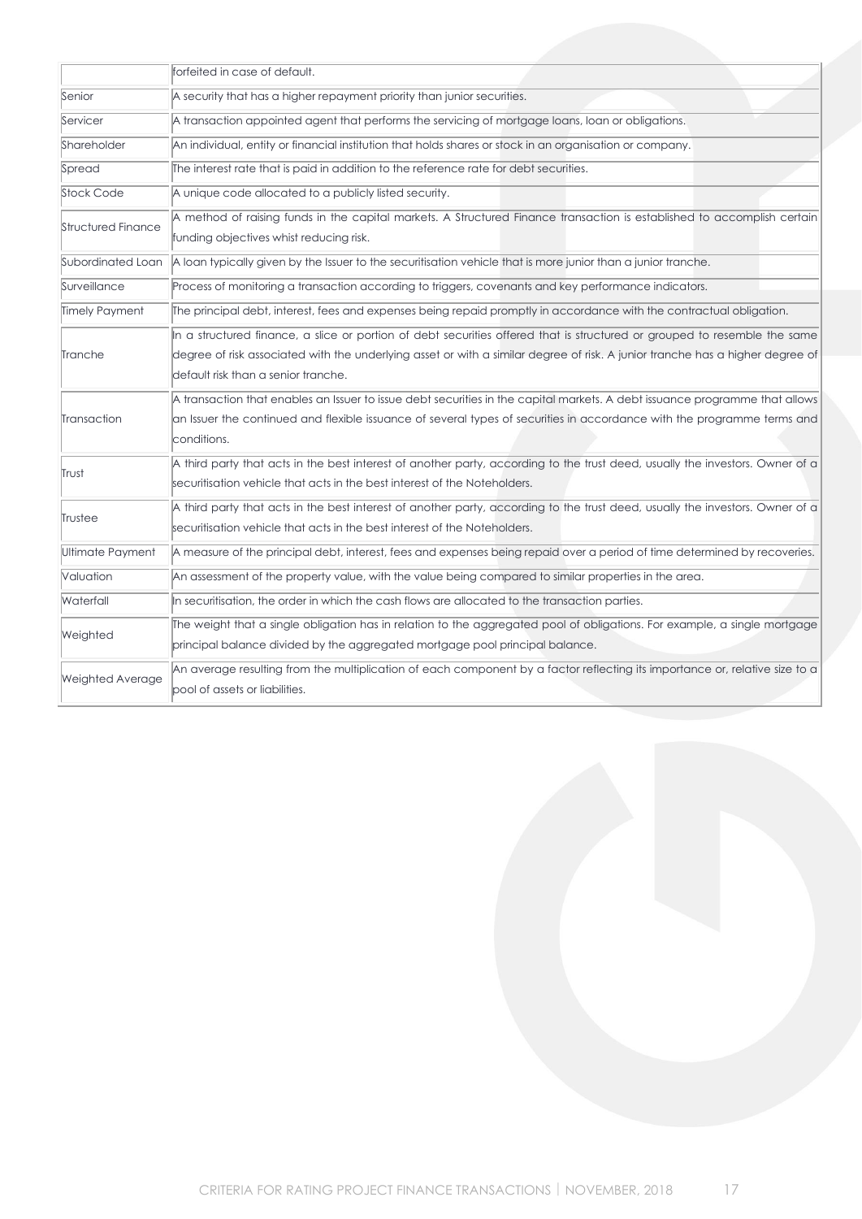| | |
|---|---|
| | forfeited in case of default. |
| Senior | A security that has a higher repayment priority than junior securities. |
| Servicer | A transaction appointed agent that performs the servicing of mortgage loans, loan or obligations. |
| Shareholder | An individual, entity or financial institution that holds shares or stock in an organisation or company. |
| Spread | The interest rate that is paid in addition to the reference rate for debt securities. |
| Stock Code | A unique code allocated to a publicly listed security. |
| Structured Finance | A method of raising funds in the capital markets. A Structured Finance transaction is established to accomplish certain funding objectives whist reducing risk. |
| Subordinated Loan | A loan typically given by the Issuer to the securitisation vehicle that is more junior than a junior tranche. |
| Surveillance | Process of monitoring a transaction according to triggers, covenants and key performance indicators. |
| Timely Payment | The principal debt, interest, fees and expenses being repaid promptly in accordance with the contractual obligation. |
| Tranche | In a structured finance, a slice or portion of debt securities offered that is structured or grouped to resemble the same degree of risk associated with the underlying asset or with a similar degree of risk. A junior tranche has a higher degree of default risk than a senior tranche. |
| Transaction | A transaction that enables an Issuer to issue debt securities in the capital markets. A debt issuance programme that allows an Issuer the continued and flexible issuance of several types of securities in accordance with the programme terms and conditions. |
| Trust | A third party that acts in the best interest of another party, according to the trust deed, usually the investors. Owner of a securitisation vehicle that acts in the best interest of the Noteholders. |
| Trustee | A third party that acts in the best interest of another party, according to the trust deed, usually the investors. Owner of a securitisation vehicle that acts in the best interest of the Noteholders. |
| Ultimate Payment | A measure of the principal debt, interest, fees and expenses being repaid over a period of time determined by recoveries. |
| Valuation | An assessment of the property value, with the value being compared to similar properties in the area. |
| Waterfall | In securitisation, the order in which the cash flows are allocated to the transaction parties. |
| Weighted | The weight that a single obligation has in relation to the aggregated pool of obligations. For example, a single mortgage principal balance divided by the aggregated mortgage pool principal balance. |
| Weighted Average | An average resulting from the multiplication of each component by a factor reflecting its importance or, relative size to a pool of assets or liabilities. |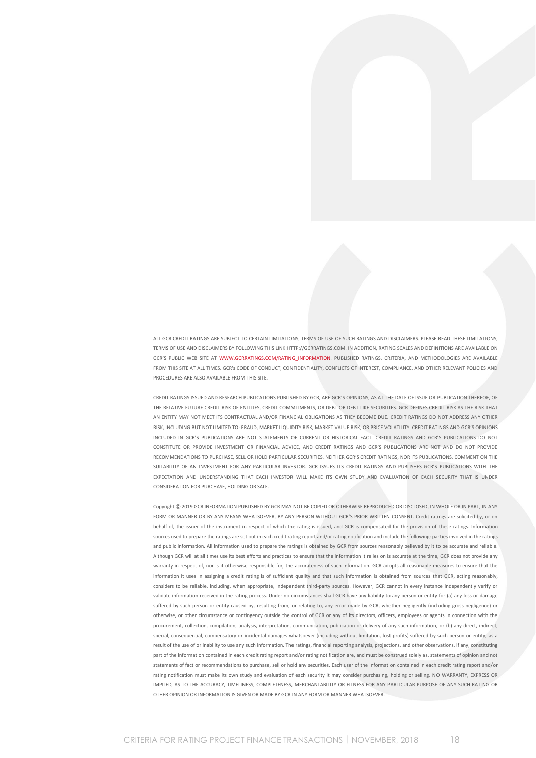ALL GCR CREDIT RATINGS ARE SUBJECT TO CERTAIN LIMITATIONS, TERMS OF USE OF SUCH RATINGS AND DISCLAIMERS. PLEASE READ THESE LIMITATIONS, TERMS OF USE AND DISCLAIMERS BY FOLLOWING THIS LINK:HTTP://GCRRATINGS.COM. IN ADDITION, RATING SCALES AND DEFINITIONS ARE AVAILABLE ON GCR'S PUBLIC WEB SITE AT WWW.GCRRATINGS.COM/RATING_INFORMATION. PUBLISHED RATINGS, CRITERIA, AND METHODOLOGIES ARE AVAILABLE FROM THIS SITE AT ALL TIMES. GCR's CODE OF CONDUCT, CONFIDENTIALITY, CONFLICTS OF INTEREST, COMPLIANCE, AND OTHER RELEVANT POLICIES AND PROCEDURES ARE ALSO AVAILABLE FROM THIS SITE.

CREDIT RATINGS ISSUED AND RESEARCH PUBLICATIONS PUBLISHED BY GCR, ARE GCR'S OPINIONS, AS AT THE DATE OF ISSUE OR PUBLICATION THEREOF, OF THE RELATIVE FUTURE CREDIT RISK OF ENTITIES, CREDIT COMMITMENTS, OR DEBT OR DEBT-LIKE SECURITIES. GCR DEFINES CREDIT RISK AS THE RISK THAT AN ENTITY MAY NOT MEET ITS CONTRACTUAL AND/OR FINANCIAL OBLIGATIONS AS THEY BECOME DUE. CREDIT RATINGS DO NOT ADDRESS ANY OTHER RISK, INCLUDING BUT NOT LIMITED TO: FRAUD, MARKET LIQUIDITY RISK, MARKET VALUE RISK, OR PRICE VOLATILITY. CREDIT RATINGS AND GCR'S OPINIONS INCLUDED IN GCR'S PUBLICATIONS ARE NOT STATEMENTS OF CURRENT OR HISTORICAL FACT. CREDIT RATINGS AND GCR'S PUBLICATIONS DO NOT CONSTITUTE OR PROVIDE INVESTMENT OR FINANCIAL ADVICE, AND CREDIT RATINGS AND GCR'S PUBLICATIONS ARE NOT AND DO NOT PROVIDE RECOMMENDATIONS TO PURCHASE, SELL OR HOLD PARTICULAR SECURITIES. NEITHER GCR'S CREDIT RATINGS, NOR ITS PUBLICATIONS, COMMENT ON THE SUITABILITY OF AN INVESTMENT FOR ANY PARTICULAR INVESTOR. GCR ISSUES ITS CREDIT RATINGS AND PUBLISHES GCR'S PUBLICATIONS WITH THE EXPECTATION AND UNDERSTANDING THAT EACH INVESTOR WILL MAKE ITS OWN STUDY AND EVALUATION OF EACH SECURITY THAT IS UNDER CONSIDERATION FOR PURCHASE, HOLDING OR SALE.

Copyright © 2019 GCR INFORMATION PUBLISHED BY GCR MAY NOT BE COPIED OR OTHERWISE REPRODUCED OR DISCLOSED, IN WHOLE OR IN PART, IN ANY FORM OR MANNER OR BY ANY MEANS WHATSOEVER, BY ANY PERSON WITHOUT GCR'S PRIOR WRITTEN CONSENT. Credit ratings are solicited by, or on behalf of, the issuer of the instrument in respect of which the rating is issued, and GCR is compensated for the provision of these ratings. Information sources used to prepare the ratings are set out in each credit rating report and/or rating notification and include the following: parties involved in the ratings and public information. All information used to prepare the ratings is obtained by GCR from sources reasonably believed by it to be accurate and reliable. Although GCR will at all times use its best efforts and practices to ensure that the information it relies on is accurate at the time, GCR does not provide any warranty in respect of, nor is it otherwise responsible for, the accurateness of such information. GCR adopts all reasonable measures to ensure that the information it uses in assigning a credit rating is of sufficient quality and that such information is obtained from sources that GCR, acting reasonably, considers to be reliable, including, when appropriate, independent third-party sources. However, GCR cannot in every instance independently verify or validate information received in the rating process. Under no circumstances shall GCR have any liability to any person or entity for (a) any loss or damage suffered by such person or entity caused by, resulting from, or relating to, any error made by GCR, whether negligently (including gross negligence) or otherwise, or other circumstance or contingency outside the control of GCR or any of its directors, officers, employees or agents in connection with the procurement, collection, compilation, analysis, interpretation, communication, publication or delivery of any such information, or (b) any direct, indirect, special, consequential, compensatory or incidental damages whatsoever (including without limitation, lost profits) suffered by such person or entity, as a result of the use of or inability to use any such information. The ratings, financial reporting analysis, projections, and other observations, if any, constituting part of the information contained in each credit rating report and/or rating notification are, and must be construed solely as, statements of opinion and not statements of fact or recommendations to purchase, sell or hold any securities. Each user of the information contained in each credit rating report and/or rating notification must make its own study and evaluation of each security it may consider purchasing, holding or selling. NO WARRANTY, EXPRESS OR IMPLIED, AS TO THE ACCURACY, TIMELINESS, COMPLETENESS, MERCHANTABILITY OR FITNESS FOR ANY PARTICULAR PURPOSE OF ANY SUCH RATING OR OTHER OPINION OR INFORMATION IS GIVEN OR MADE BY GCR IN ANY FORM OR MANNER WHATSOEVER.